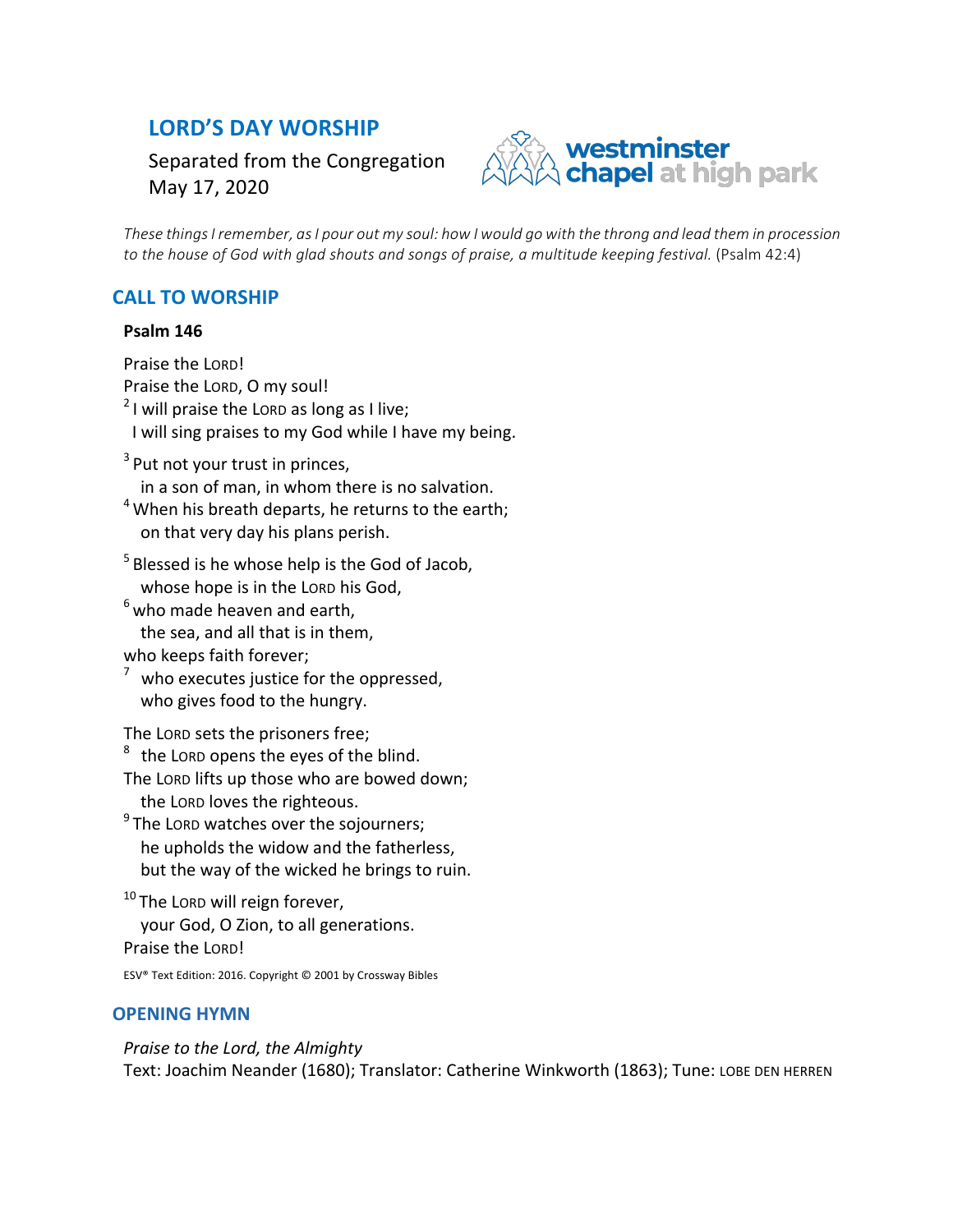# LORD'S DAY WORSHIP

Separated from the Congregation
May 17, 2020

westminster chapel at high park

*These things I remember, as I pour out my soul: how I would go with the throng and lead them in procession to the house of God with glad shouts and songs of praise, a multitude keeping festival.* (Psalm 42:4)

## CALL TO WORSHIP

**Psalm 146**

Praise the LORD!
Praise the LORD, O my soul!
[2] I will praise the LORD as long as I live;
I will sing praises to my God while I have my being.

[3] Put not your trust in princes,
in a son of man, in whom there is no salvation.
[4] When his breath departs, he returns to the earth;
on that very day his plans perish.

[5] Blessed is he whose help is the God of Jacob,
whose hope is in the LORD his God,
[6] who made heaven and earth,
the sea, and all that is in them,
who keeps faith forever;
[7] who executes justice for the oppressed,
who gives food to the hungry.

The LORD sets the prisoners free;
[8] the LORD opens the eyes of the blind.
The LORD lifts up those who are bowed down;
the LORD loves the righteous.
[9] The LORD watches over the sojourners;
he upholds the widow and the fatherless,
but the way of the wicked he brings to ruin.

[10] The LORD will reign forever,
your God, O Zion, to all generations.
Praise the LORD!

ESV® Text Edition: 2016. Copyright © 2001 by Crossway Bibles

## OPENING HYMN

*Praise to the Lord, the Almighty*
Text: Joachim Neander (1680); Translator: Catherine Winkworth (1863); Tune: LOBE DEN HERREN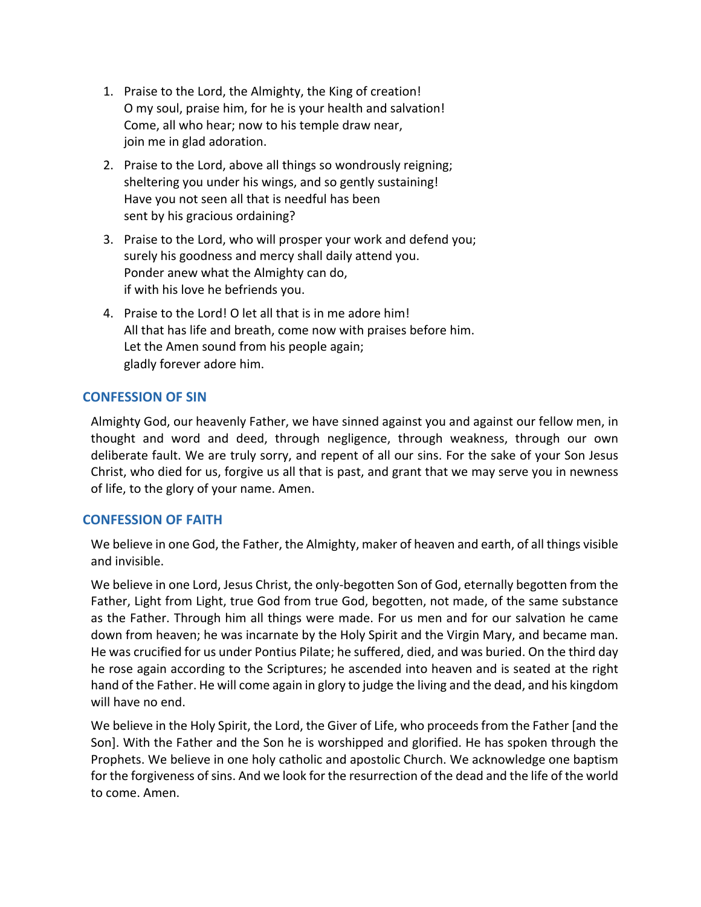1. Praise to the Lord, the Almighty, the King of creation!
   O my soul, praise him, for he is your health and salvation!
   Come, all who hear; now to his temple draw near,
   join me in glad adoration.

2. Praise to the Lord, above all things so wondrously reigning;
   sheltering you under his wings, and so gently sustaining!
   Have you not seen all that is needful has been
   sent by his gracious ordaining?

3. Praise to the Lord, who will prosper your work and defend you;
   surely his goodness and mercy shall daily attend you.
   Ponder anew what the Almighty can do,
   if with his love he befriends you.

4. Praise to the Lord! O let all that is in me adore him!
   All that has life and breath, come now with praises before him.
   Let the Amen sound from his people again;
   gladly forever adore him.

## CONFESSION OF SIN

Almighty God, our heavenly Father, we have sinned against you and against our fellow men, in thought and word and deed, through negligence, through weakness, through our own deliberate fault. We are truly sorry, and repent of all our sins. For the sake of your Son Jesus Christ, who died for us, forgive us all that is past, and grant that we may serve you in newness of life, to the glory of your name. Amen.

## CONFESSION OF FAITH

We believe in one God, the Father, the Almighty, maker of heaven and earth, of all things visible and invisible.

We believe in one Lord, Jesus Christ, the only-begotten Son of God, eternally begotten from the Father, Light from Light, true God from true God, begotten, not made, of the same substance as the Father. Through him all things were made. For us men and for our salvation he came down from heaven; he was incarnate by the Holy Spirit and the Virgin Mary, and became man. He was crucified for us under Pontius Pilate; he suffered, died, and was buried. On the third day he rose again according to the Scriptures; he ascended into heaven and is seated at the right hand of the Father. He will come again in glory to judge the living and the dead, and his kingdom will have no end.

We believe in the Holy Spirit, the Lord, the Giver of Life, who proceeds from the Father [and the Son]. With the Father and the Son he is worshipped and glorified. He has spoken through the Prophets. We believe in one holy catholic and apostolic Church. We acknowledge one baptism for the forgiveness of sins. And we look for the resurrection of the dead and the life of the world to come. Amen.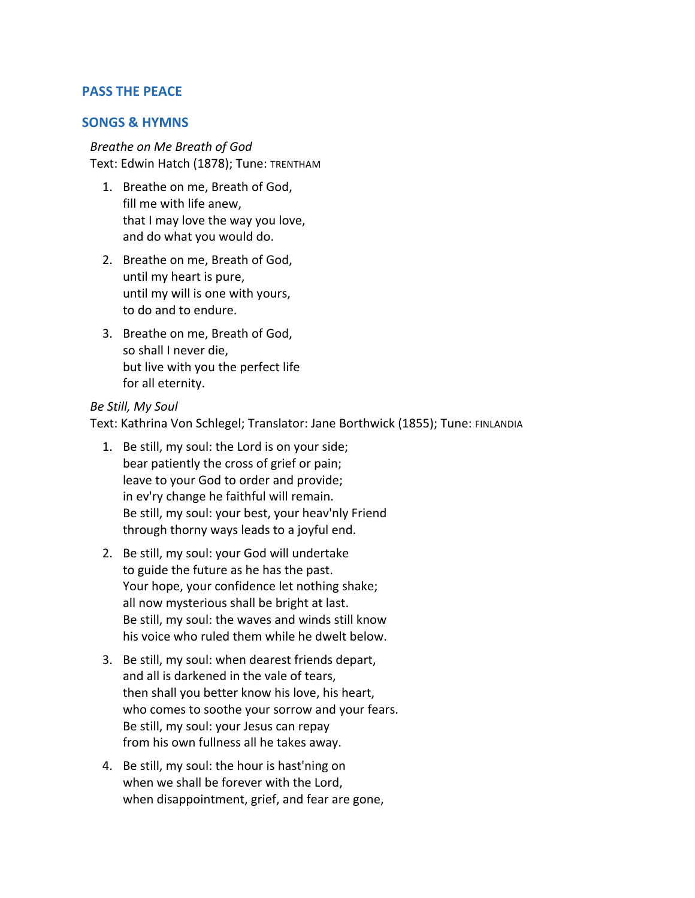## PASS THE PEACE

## SONGS & HYMNS

*Breathe on Me Breath of God*
Text: Edwin Hatch (1878); Tune: TRENTHAM

1. Breathe on me, Breath of God,
   fill me with life anew,
   that I may love the way you love,
   and do what you would do.

2. Breathe on me, Breath of God,
   until my heart is pure,
   until my will is one with yours,
   to do and to endure.

3. Breathe on me, Breath of God,
   so shall I never die,
   but live with you the perfect life
   for all eternity.

*Be Still, My Soul*
Text: Kathrina Von Schlegel; Translator: Jane Borthwick (1855); Tune: FINLANDIA

1. Be still, my soul: the Lord is on your side;
   bear patiently the cross of grief or pain;
   leave to your God to order and provide;
   in ev'ry change he faithful will remain.
   Be still, my soul: your best, your heav'nly Friend
   through thorny ways leads to a joyful end.

2. Be still, my soul: your God will undertake
   to guide the future as he has the past.
   Your hope, your confidence let nothing shake;
   all now mysterious shall be bright at last.
   Be still, my soul: the waves and winds still know
   his voice who ruled them while he dwelt below.

3. Be still, my soul: when dearest friends depart,
   and all is darkened in the vale of tears,
   then shall you better know his love, his heart,
   who comes to soothe your sorrow and your fears.
   Be still, my soul: your Jesus can repay
   from his own fullness all he takes away.

4. Be still, my soul: the hour is hast'ning on
   when we shall be forever with the Lord,
   when disappointment, grief, and fear are gone,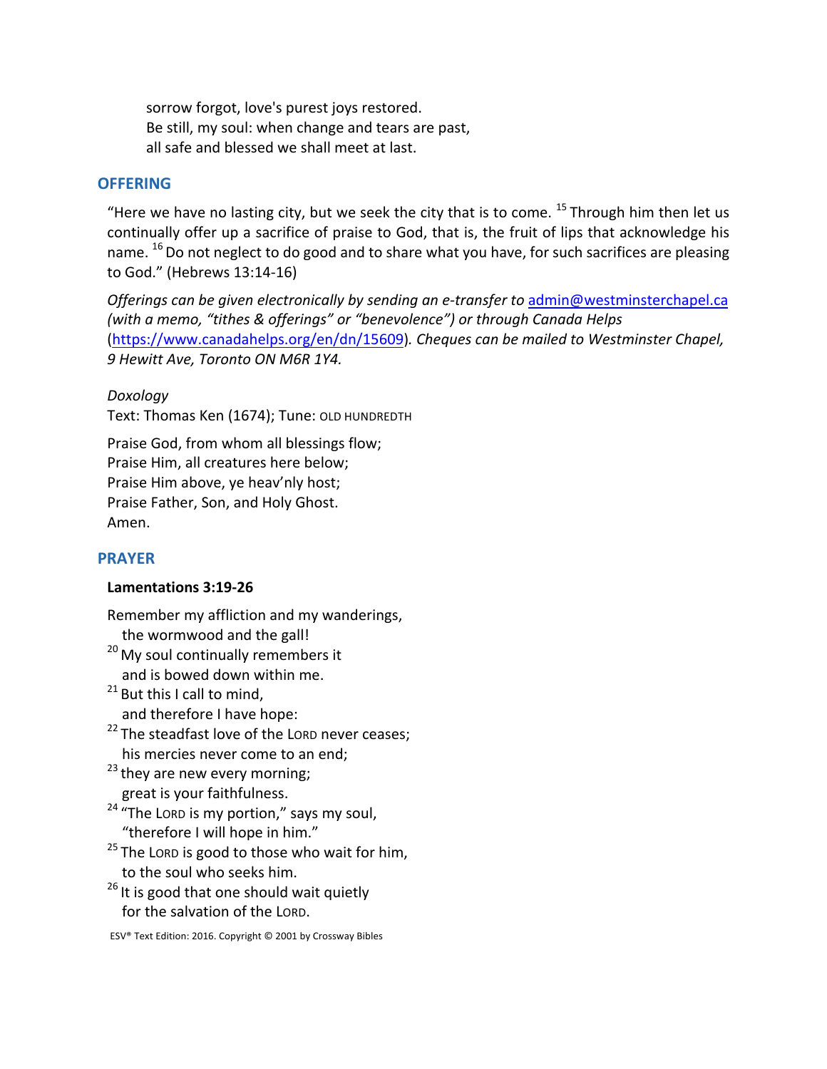sorrow forgot, love's purest joys restored.
Be still, my soul: when change and tears are past,
all safe and blessed we shall meet at last.

## OFFERING

"Here we have no lasting city, but we seek the city that is to come. [15] Through him then let us continually offer up a sacrifice of praise to God, that is, the fruit of lips that acknowledge his name. [16] Do not neglect to do good and to share what you have, for such sacrifices are pleasing to God." (Hebrews 13:14-16)

*Offerings can be given electronically by sending an e-transfer to* admin@westminsterchapel.ca *(with a memo, "tithes & offerings" or "benevolence") or through Canada Helps* (https://www.canadahelps.org/en/dn/15609)*. Cheques can be mailed to Westminster Chapel, 9 Hewitt Ave, Toronto ON M6R 1Y4.*

*Doxology*
Text: Thomas Ken (1674); Tune: OLD HUNDREDTH

Praise God, from whom all blessings flow;
Praise Him, all creatures here below;
Praise Him above, ye heav'nly host;
Praise Father, Son, and Holy Ghost.
Amen.

## PRAYER

**Lamentations 3:19-26**

Remember my affliction and my wanderings,
the wormwood and the gall!
[20] My soul continually remembers it
and is bowed down within me.
[21] But this I call to mind,
and therefore I have hope:
[22] The steadfast love of the LORD never ceases;
his mercies never come to an end;
[23] they are new every morning;
great is your faithfulness.
[24] "The LORD is my portion," says my soul,
"therefore I will hope in him."
[25] The LORD is good to those who wait for him,
to the soul who seeks him.
[26] It is good that one should wait quietly
for the salvation of the LORD.

ESV® Text Edition: 2016. Copyright © 2001 by Crossway Bibles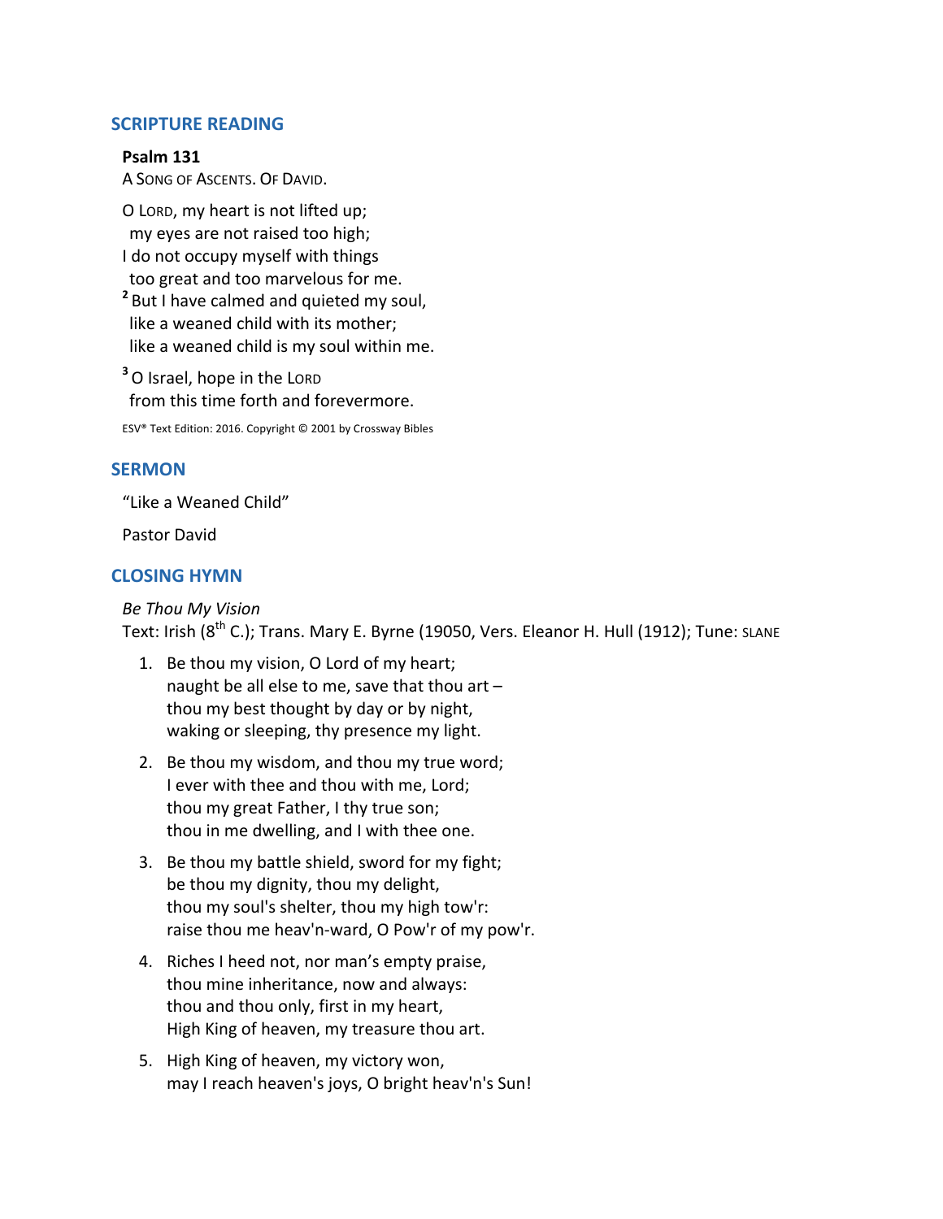## SCRIPTURE READING

**Psalm 131**

A Song of Ascents. Of David.

O Lord, my heart is not lifted up;
my eyes are not raised too high;
I do not occupy myself with things
too great and too marvelous for me.
[2] But I have calmed and quieted my soul,
like a weaned child with its mother;
like a weaned child is my soul within me.

[3] O Israel, hope in the Lord
from this time forth and forevermore.

ESV® Text Edition: 2016. Copyright © 2001 by Crossway Bibles

## SERMON

"Like a Weaned Child"

Pastor David

## CLOSING HYMN

*Be Thou My Vision*
Text: Irish (8th C.); Trans. Mary E. Byrne (19050, Vers. Eleanor H. Hull (1912); Tune: SLANE

1. Be thou my vision, O Lord of my heart;
   naught be all else to me, save that thou art –
   thou my best thought by day or by night,
   waking or sleeping, thy presence my light.

2. Be thou my wisdom, and thou my true word;
   I ever with thee and thou with me, Lord;
   thou my great Father, I thy true son;
   thou in me dwelling, and I with thee one.

3. Be thou my battle shield, sword for my fight;
   be thou my dignity, thou my delight,
   thou my soul's shelter, thou my high tow'r:
   raise thou me heav'n-ward, O Pow'r of my pow'r.

4. Riches I heed not, nor man's empty praise,
   thou mine inheritance, now and always:
   thou and thou only, first in my heart,
   High King of heaven, my treasure thou art.

5. High King of heaven, my victory won,
   may I reach heaven's joys, O bright heav'n's Sun!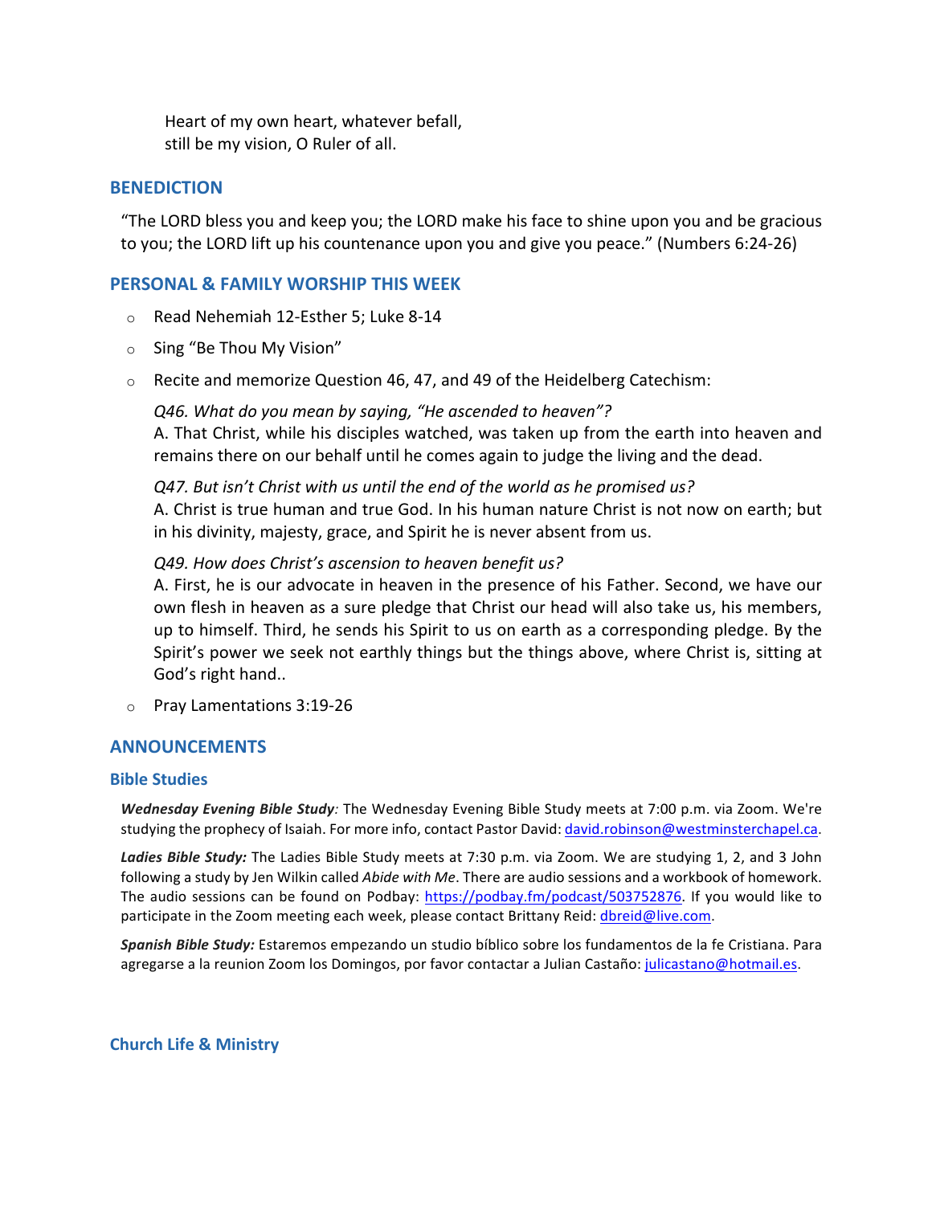Heart of my own heart, whatever befall,  
still be my vision, O Ruler of all.

## BENEDICTION

"The LORD bless you and keep you; the LORD make his face to shine upon you and be gracious to you; the LORD lift up his countenance upon you and give you peace." (Numbers 6:24-26)

## PERSONAL & FAMILY WORSHIP THIS WEEK

- Read Nehemiah 12-Esther 5; Luke 8-14
- Sing "Be Thou My Vision"
- Recite and memorize Question 46, 47, and 49 of the Heidelberg Catechism:

  *Q46. What do you mean by saying, "He ascended to heaven"?*  
  A. That Christ, while his disciples watched, was taken up from the earth into heaven and remains there on our behalf until he comes again to judge the living and the dead.

  *Q47. But isn't Christ with us until the end of the world as he promised us?*  
  A. Christ is true human and true God. In his human nature Christ is not now on earth; but in his divinity, majesty, grace, and Spirit he is never absent from us.

  *Q49. How does Christ's ascension to heaven benefit us?*  
  A. First, he is our advocate in heaven in the presence of his Father. Second, we have our own flesh in heaven as a sure pledge that Christ our head will also take us, his members, up to himself. Third, he sends his Spirit to us on earth as a corresponding pledge. By the Spirit's power we seek not earthly things but the things above, where Christ is, sitting at God's right hand..

- Pray Lamentations 3:19-26

## ANNOUNCEMENTS

### Bible Studies

***Wednesday Evening Bible Study**:* The Wednesday Evening Bible Study meets at 7:00 p.m. via Zoom. We're studying the prophecy of Isaiah. For more info, contact Pastor David: david.robinson@westminsterchapel.ca.

***Ladies Bible Study:*** The Ladies Bible Study meets at 7:30 p.m. via Zoom. We are studying 1, 2, and 3 John following a study by Jen Wilkin called *Abide with Me*. There are audio sessions and a workbook of homework. The audio sessions can be found on Podbay: https://podbay.fm/podcast/503752876. If you would like to participate in the Zoom meeting each week, please contact Brittany Reid: dbreid@live.com.

***Spanish Bible Study:*** Estaremos empezando un studio bíblico sobre los fundamentos de la fe Cristiana. Para agregarse a la reunion Zoom los Domingos, por favor contactar a Julian Castaño: julicastano@hotmail.es.

### Church Life & Ministry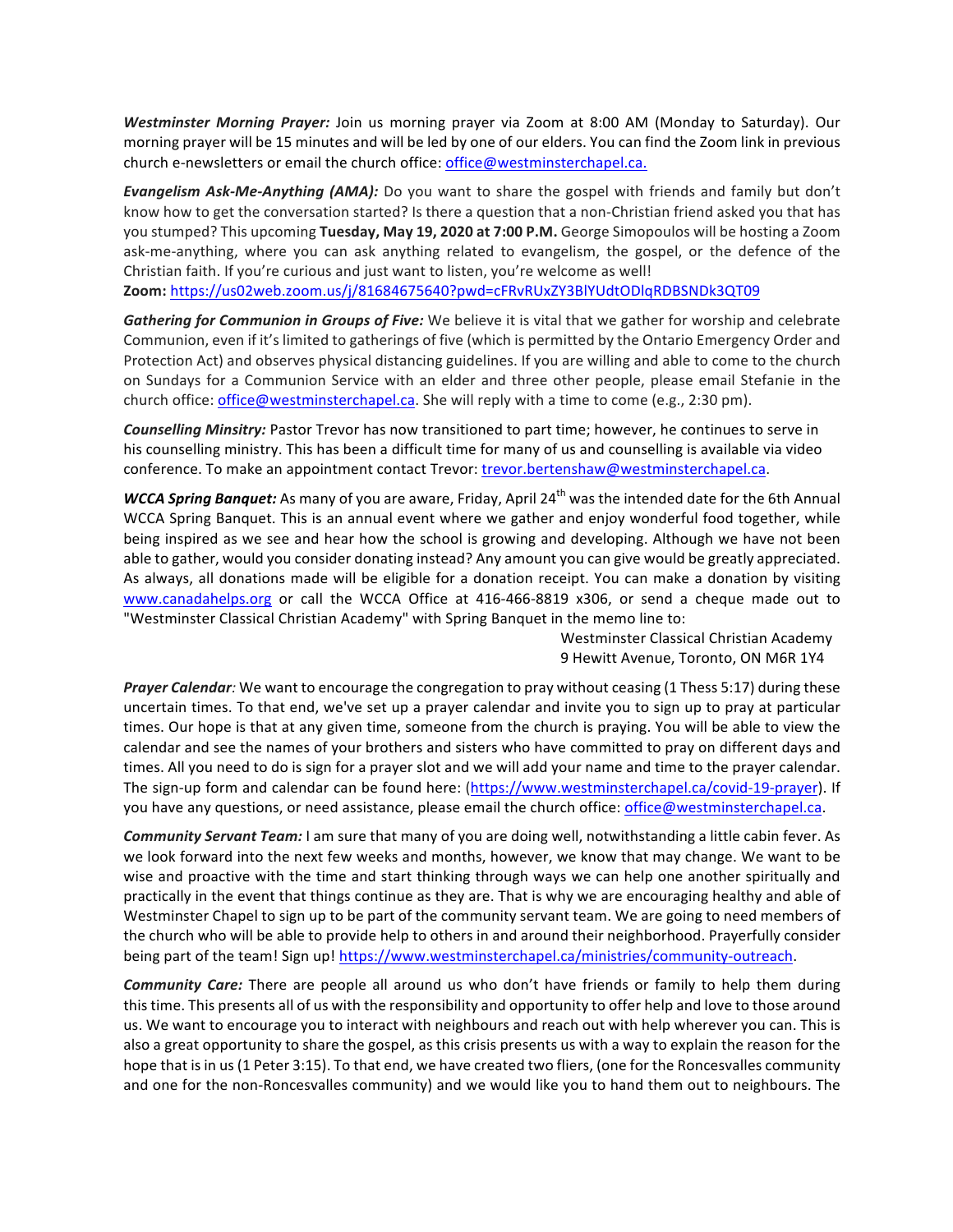***Westminster Morning Prayer:*** Join us morning prayer via Zoom at 8:00 AM (Monday to Saturday). Our morning prayer will be 15 minutes and will be led by one of our elders. You can find the Zoom link in previous church e-newsletters or email the church office: office@westminsterchapel.ca.

***Evangelism Ask-Me-Anything (AMA):*** Do you want to share the gospel with friends and family but don't know how to get the conversation started? Is there a question that a non-Christian friend asked you that has you stumped? This upcoming **Tuesday, May 19, 2020 at 7:00 P.M.** George Simopoulos will be hosting a Zoom ask-me-anything, where you can ask anything related to evangelism, the gospel, or the defence of the Christian faith. If you're curious and just want to listen, you're welcome as well!
**Zoom:** https://us02web.zoom.us/j/81684675640?pwd=cFRvRUxZY3BlYUdtODlqRDBSNDk3QT09

***Gathering for Communion in Groups of Five:*** We believe it is vital that we gather for worship and celebrate Communion, even if it's limited to gatherings of five (which is permitted by the Ontario Emergency Order and Protection Act) and observes physical distancing guidelines. If you are willing and able to come to the church on Sundays for a Communion Service with an elder and three other people, please email Stefanie in the church office: office@westminsterchapel.ca. She will reply with a time to come (e.g., 2:30 pm).

***Counselling Minsitry:*** Pastor Trevor has now transitioned to part time; however, he continues to serve in his counselling ministry. This has been a difficult time for many of us and counselling is available via video conference. To make an appointment contact Trevor: trevor.bertenshaw@westminsterchapel.ca.

***WCCA Spring Banquet:*** As many of you are aware, Friday, April 24th was the intended date for the 6th Annual WCCA Spring Banquet. This is an annual event where we gather and enjoy wonderful food together, while being inspired as we see and hear how the school is growing and developing. Although we have not been able to gather, would you consider donating instead? Any amount you can give would be greatly appreciated. As always, all donations made will be eligible for a donation receipt. You can make a donation by visiting www.canadahelps.org or call the WCCA Office at 416-466-8819 x306, or send a cheque made out to "Westminster Classical Christian Academy" with Spring Banquet in the memo line to:

Westminster Classical Christian Academy
9 Hewitt Avenue, Toronto, ON M6R 1Y4

***Prayer Calendar:*** We want to encourage the congregation to pray without ceasing (1 Thess 5:17) during these uncertain times. To that end, we've set up a prayer calendar and invite you to sign up to pray at particular times. Our hope is that at any given time, someone from the church is praying. You will be able to view the calendar and see the names of your brothers and sisters who have committed to pray on different days and times. All you need to do is sign for a prayer slot and we will add your name and time to the prayer calendar. The sign-up form and calendar can be found here: (https://www.westminsterchapel.ca/covid-19-prayer). If you have any questions, or need assistance, please email the church office: office@westminsterchapel.ca.

***Community Servant Team:*** I am sure that many of you are doing well, notwithstanding a little cabin fever. As we look forward into the next few weeks and months, however, we know that may change. We want to be wise and proactive with the time and start thinking through ways we can help one another spiritually and practically in the event that things continue as they are. That is why we are encouraging healthy and able of Westminster Chapel to sign up to be part of the community servant team. We are going to need members of the church who will be able to provide help to others in and around their neighborhood. Prayerfully consider being part of the team! Sign up! https://www.westminsterchapel.ca/ministries/community-outreach.

***Community Care:*** There are people all around us who don't have friends or family to help them during this time. This presents all of us with the responsibility and opportunity to offer help and love to those around us. We want to encourage you to interact with neighbours and reach out with help wherever you can. This is also a great opportunity to share the gospel, as this crisis presents us with a way to explain the reason for the hope that is in us (1 Peter 3:15). To that end, we have created two fliers, (one for the Roncesvalles community and one for the non-Roncesvalles community) and we would like you to hand them out to neighbours. The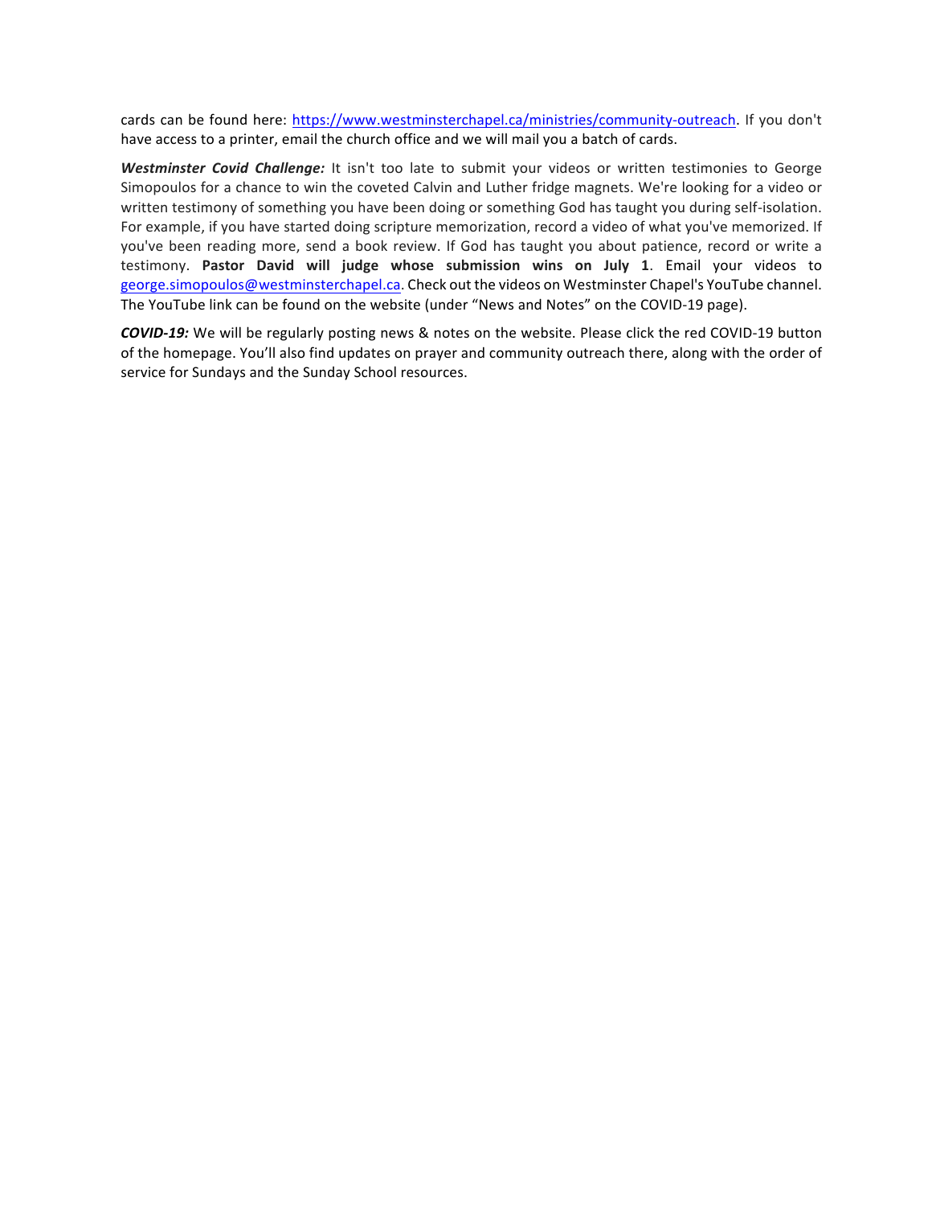cards can be found here: [https://www.westminsterchapel.ca/ministries/community-outreach](https://www.westminsterchapel.ca/ministries/community-outreach). If you don't have access to a printer, email the church office and we will mail you a batch of cards.

***Westminster Covid Challenge:*** It isn't too late to submit your videos or written testimonies to George Simopoulos for a chance to win the coveted Calvin and Luther fridge magnets. We're looking for a video or written testimony of something you have been doing or something God has taught you during self-isolation. For example, if you have started doing scripture memorization, record a video of what you've memorized. If you've been reading more, send a book review. If God has taught you about patience, record or write a testimony. **Pastor David will judge whose submission wins on July 1**. Email your videos to [george.simopoulos@westminsterchapel.ca](mailto:george.simopoulos@westminsterchapel.ca). Check out the videos on Westminster Chapel's YouTube channel. The YouTube link can be found on the website (under "News and Notes" on the COVID-19 page).

***COVID-19:*** We will be regularly posting news & notes on the website. Please click the red COVID-19 button of the homepage. You'll also find updates on prayer and community outreach there, along with the order of service for Sundays and the Sunday School resources.